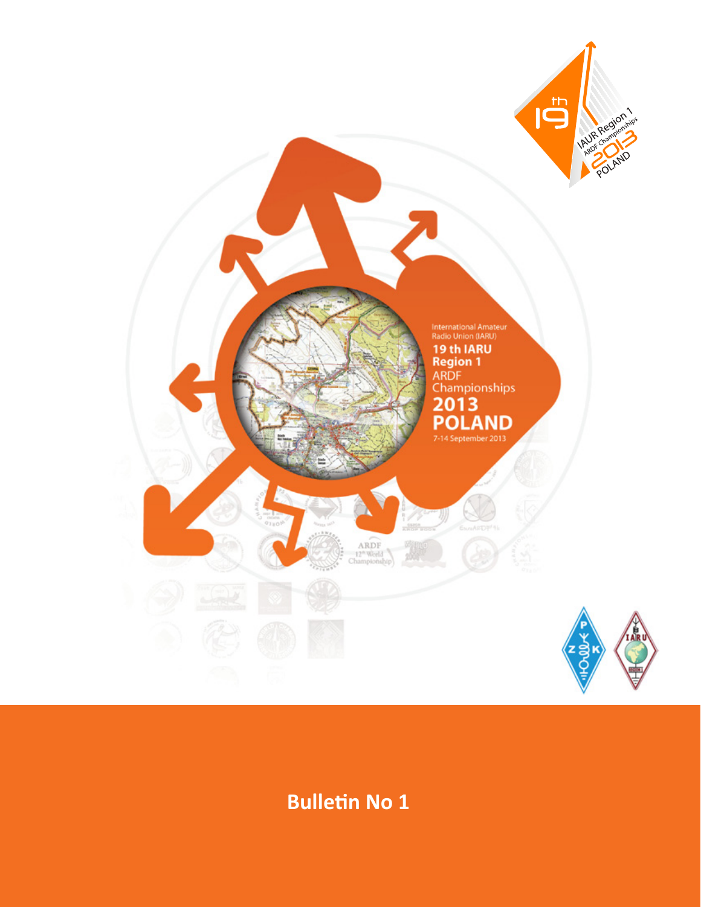International Amateur Radio Union (IARU)

# 19 th IARU Region 1 ARDF Championships 2013 POLAND

7-14 September 2013

## Bulletin No 1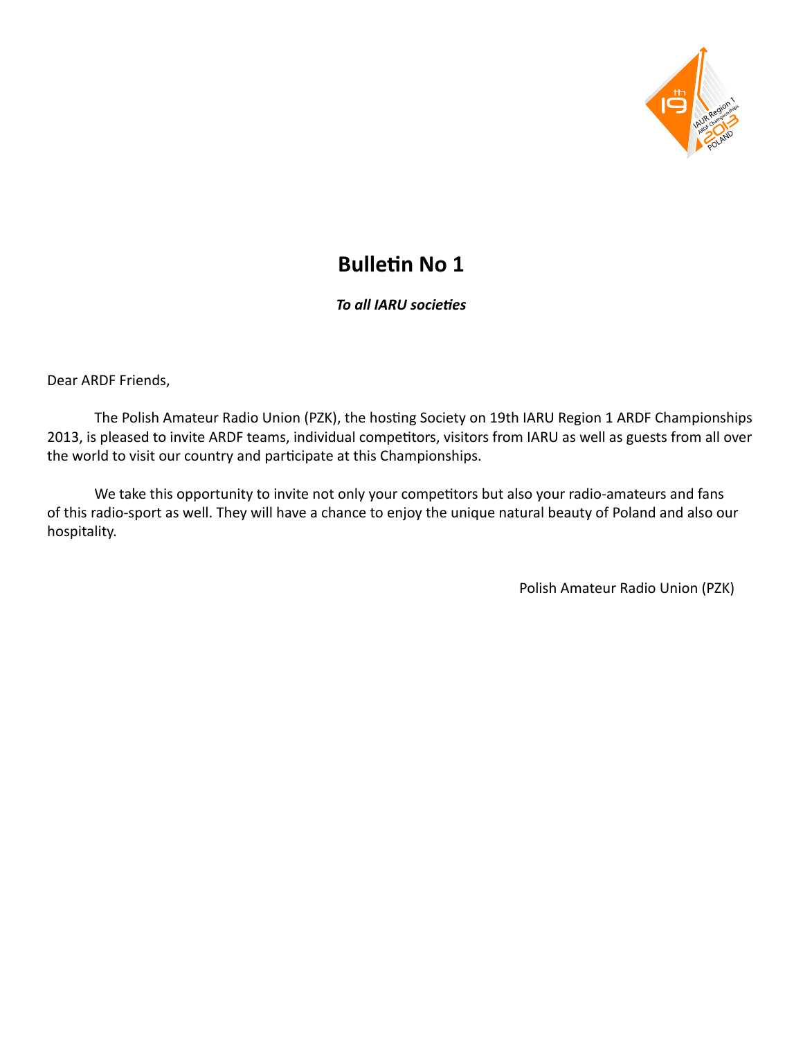# Bulletin No 1

***To all IARU societies***

Dear ARDF Friends,

The Polish Amateur Radio Union (PZK), the hosting Society on 19th IARU Region 1 ARDF Championships 2013, is pleased to invite ARDF teams, individual competitors, visitors from IARU as well as guests from all over the world to visit our country and participate at this Championships.

We take this opportunity to invite not only your competitors but also your radio-amateurs and fans of this radio-sport as well. They will have a chance to enjoy the unique natural beauty of Poland and also our hospitality.

Polish Amateur Radio Union (PZK)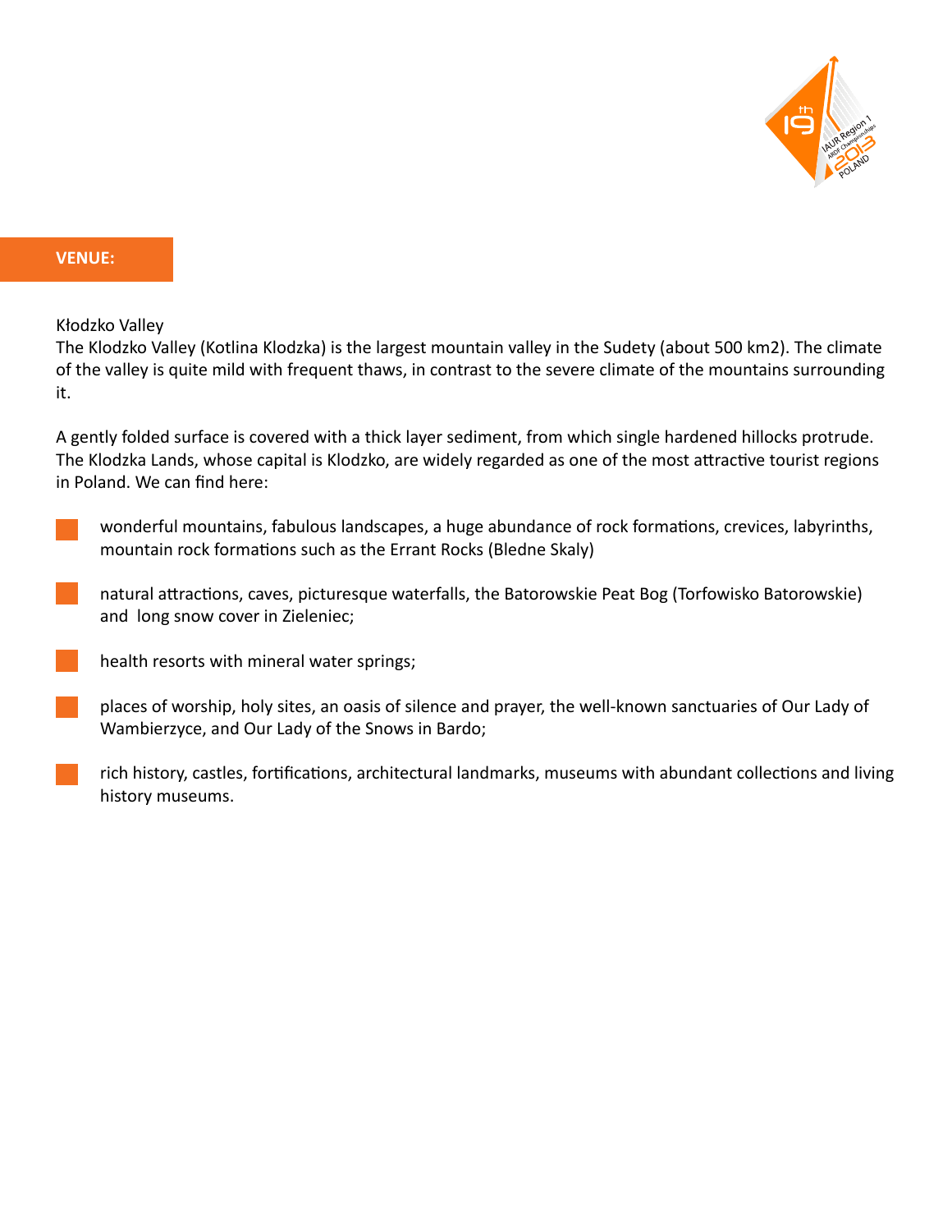## VENUE:

Kłodzko Valley

The Klodzko Valley (Kotlina Klodzka) is the largest mountain valley in the Sudety (about 500 km2). The climate of the valley is quite mild with frequent thaws, in contrast to the severe climate of the mountains surrounding it.

A gently folded surface is covered with a thick layer sediment, from which single hardened hillocks protrude. The Klodzka Lands, whose capital is Klodzko, are widely regarded as one of the most attractive tourist regions in Poland. We can find here:

- wonderful mountains, fabulous landscapes, a huge abundance of rock formations, crevices, labyrinths, mountain rock formations such as the Errant Rocks (Bledne Skaly)
- natural attractions, caves, picturesque waterfalls, the Batorowskie Peat Bog (Torfowisko Batorowskie) and long snow cover in Zieleniec;
- health resorts with mineral water springs;
- places of worship, holy sites, an oasis of silence and prayer, the well-known sanctuaries of Our Lady of Wambierzyce, and Our Lady of the Snows in Bardo;
- rich history, castles, fortifications, architectural landmarks, museums with abundant collections and living history museums.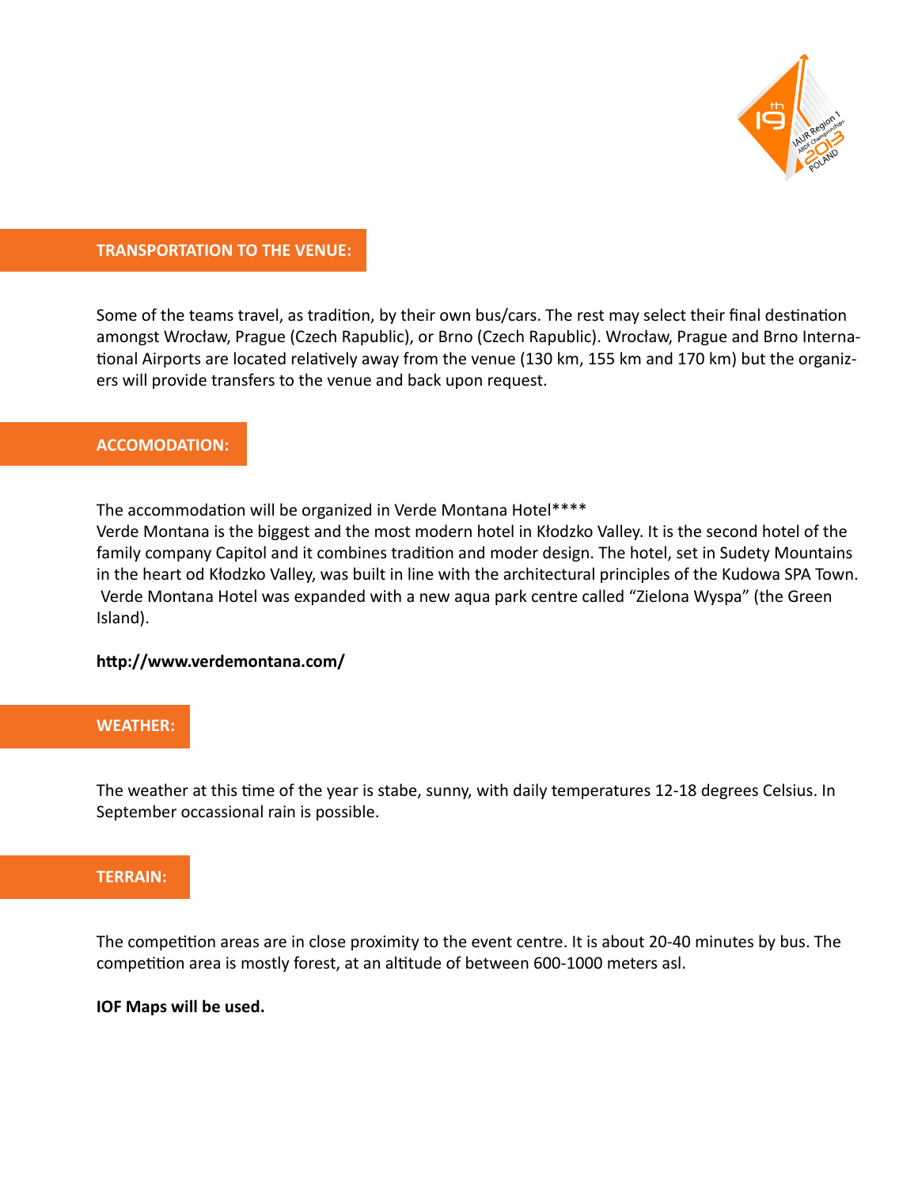## TRANSPORTATION TO THE VENUE:

Some of the teams travel, as tradition, by their own bus/cars. The rest may select their final destination amongst Wrocław, Prague (Czech Rapublic), or Brno (Czech Rapublic). Wrocław, Prague and Brno International Airports are located relatively away from the venue (130 km, 155 km and 170 km) but the organizers will provide transfers to the venue and back upon request.

## ACCOMODATION:

The accommodation will be organized in Verde Montana Hotel****
Verde Montana is the biggest and the most modern hotel in Kłodzko Valley. It is the second hotel of the family company Capitol and it combines tradition and moder design. The hotel, set in Sudety Mountains in the heart od Kłodzko Valley, was built in line with the architectural principles of the Kudowa SPA Town. Verde Montana Hotel was expanded with a new aqua park centre called "Zielona Wyspa" (the Green Island).

**http://www.verdemontana.com/**

## WEATHER:

The weather at this time of the year is stabe, sunny, with daily temperatures 12-18 degrees Celsius. In September occassional rain is possible.

## TERRAIN:

The competition areas are in close proximity to the event centre. It is about 20-40 minutes by bus. The competition area is mostly forest, at an altitude of between 600-1000 meters asl.

**IOF Maps will be used.**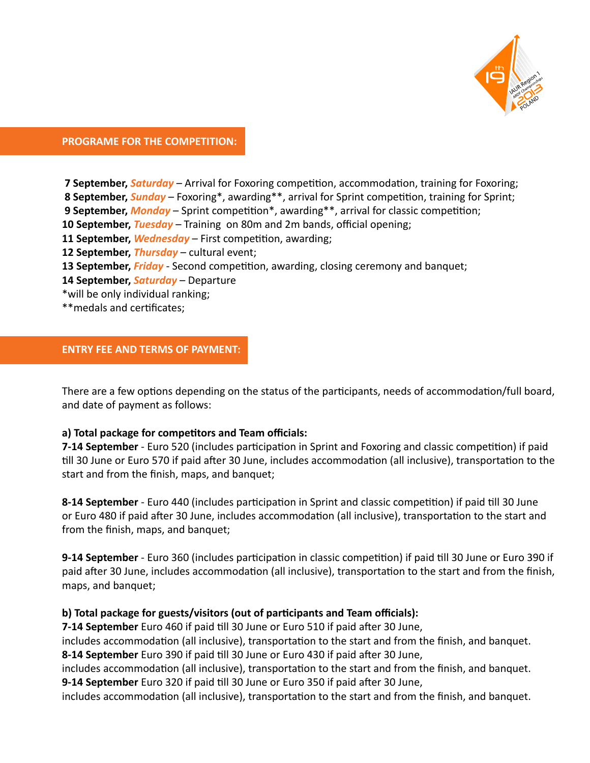## PROGRAME FOR THE COMPETITION:

**7 September,** ***Saturday*** – Arrival for Foxoring competition, accommodation, training for Foxoring;
**8 September,** ***Sunday*** – Foxoring*, awarding**, arrival for Sprint competition, training for Sprint;
**9 September,** ***Monday*** – Sprint competition*, awarding**, arrival for classic competition;
**10 September,** ***Tuesday*** – Training on 80m and 2m bands, official opening;
**11 September,** ***Wednesday*** – First competition, awarding;
**12 September,** ***Thursday*** – cultural event;
**13 September,** ***Friday*** - Second competition, awarding, closing ceremony and banquet;
**14 September,** ***Saturday*** – Departure
*will be only individual ranking;
**medals and certificates;

## ENTRY FEE AND TERMS OF PAYMENT:

There are a few options depending on the status of the participants, needs of accommodation/full board, and date of payment as follows:

**a) Total package for competitors and Team officials:**
**7-14 September** - Euro 520 (includes participation in Sprint and Foxoring and classic competition) if paid till 30 June or Euro 570 if paid after 30 June, includes accommodation (all inclusive), transportation to the start and from the finish, maps, and banquet;

**8-14 September** - Euro 440 (includes participation in Sprint and classic competition) if paid till 30 June or Euro 480 if paid after 30 June, includes accommodation (all inclusive), transportation to the start and from the finish, maps, and banquet;

**9-14 September** - Euro 360 (includes participation in classic competition) if paid till 30 June or Euro 390 if paid after 30 June, includes accommodation (all inclusive), transportation to the start and from the finish, maps, and banquet;

**b) Total package for guests/visitors (out of participants and Team officials):**
**7-14 September** Euro 460 if paid till 30 June or Euro 510 if paid after 30 June,
includes accommodation (all inclusive), transportation to the start and from the finish, and banquet.
**8-14 September** Euro 390 if paid till 30 June or Euro 430 if paid after 30 June,
includes accommodation (all inclusive), transportation to the start and from the finish, and banquet.
**9-14 September** Euro 320 if paid till 30 June or Euro 350 if paid after 30 June,
includes accommodation (all inclusive), transportation to the start and from the finish, and banquet.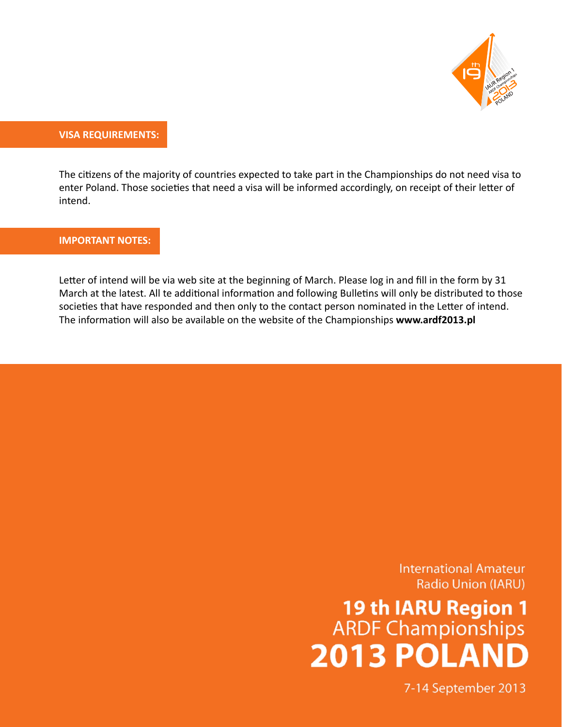## VISA REQUIREMENTS:

The citizens of the majority of countries expected to take part in the Championships do not need visa to enter Poland. Those societies that need a visa will be informed accordingly, on receipt of their letter of intend.

## IMPORTANT NOTES:

Letter of intend will be via web site at the beginning of March. Please log in and fill in the form by 31 March at the latest. All te additional information and following Bulletins will only be distributed to those societies that have responded and then only to the contact person nominated in the Letter of intend. The information will also be available on the website of the Championships **www.ardf2013.pl**

International Amateur
Radio Union (IARU)

**19 th IARU Region 1**
ARDF Championships
**2013 POLAND**

7-14 September 2013